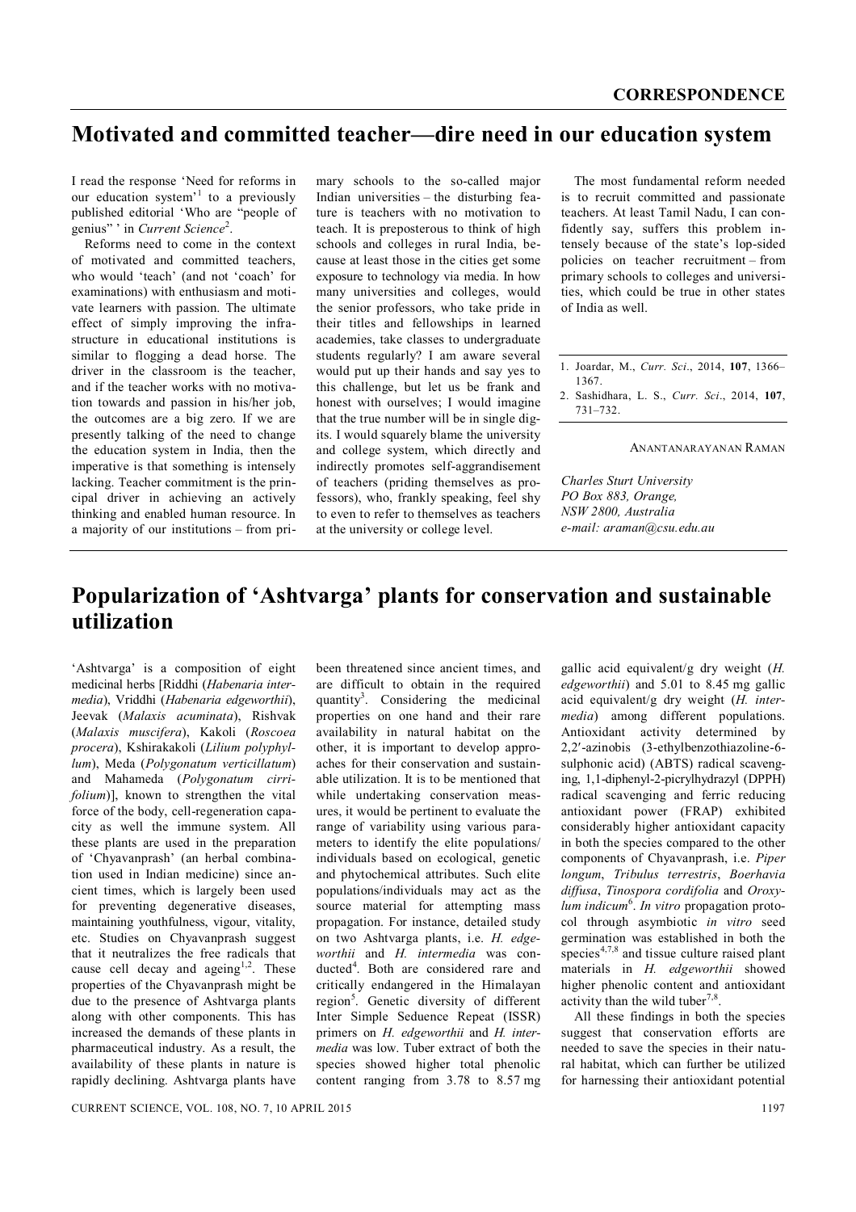# Motivated and committed teacher—dire need in our education system

I read the response 'Need for reforms in our education system'[1] to a previously published editorial 'Who are "people of genius" ' in *Current Science*[2].

Reforms need to come in the context of motivated and committed teachers, who would 'teach' (and not 'coach' for examinations) with enthusiasm and motivate learners with passion. The ultimate effect of simply improving the infrastructure in educational institutions is similar to flogging a dead horse. The driver in the classroom is the teacher, and if the teacher works with no motivation towards and passion in his/her job, the outcomes are a big zero. If we are presently talking of the need to change the education system in India, then the imperative is that something is intensely lacking. Teacher commitment is the principal driver in achieving an actively thinking and enabled human resource. In a majority of our institutions – from primary schools to the so-called major Indian universities – the disturbing feature is teachers with no motivation to teach. It is preposterous to think of high schools and colleges in rural India, because at least those in the cities get some exposure to technology via media. In how many universities and colleges, would the senior professors, who take pride in their titles and fellowships in learned academies, take classes to undergraduate students regularly? I am aware several would put up their hands and say yes to this challenge, but let us be frank and honest with ourselves; I would imagine that the true number will be in single digits. I would squarely blame the university and college system, which directly and indirectly promotes self-aggrandisement of teachers (priding themselves as professors), who, frankly speaking, feel shy to even to refer to themselves as teachers at the university or college level.

The most fundamental reform needed is to recruit committed and passionate teachers. At least Tamil Nadu, I can confidently say, suffers this problem intensely because of the state's lop-sided policies on teacher recruitment – from primary schools to colleges and universities, which could be true in other states of India as well.

1. Joardar, M., *Curr. Sci*., 2014, **107**, 1366–1367.
2. Sashidhara, L. S., *Curr. Sci*., 2014, **107**, 731–732.

ANANTANARAYANAN RAMAN

*Charles Sturt University*
*PO Box 883, Orange,*
*NSW 2800, Australia*
*e-mail: araman@csu.edu.au*

# Popularization of 'Ashtvarga' plants for conservation and sustainable utilization

'Ashtvarga' is a composition of eight medicinal herbs [Riddhi (*Habenaria intermedia*), Vriddhi (*Habenaria edgeworthii*), Jeevak (*Malaxis acuminata*), Rishvak (*Malaxis muscifera*), Kakoli (*Roscoea procera*), Kshirakakoli (*Lilium polyphyllum*), Meda (*Polygonatum verticillatum*) and Mahameda (*Polygonatum cirrifolium*)], known to strengthen the vital force of the body, cell-regeneration capacity as well the immune system. All these plants are used in the preparation of 'Chyavanprash' (an herbal combination used in Indian medicine) since ancient times, which is largely been used for preventing degenerative diseases, maintaining youthfulness, vigour, vitality, etc. Studies on Chyavanprash suggest that it neutralizes the free radicals that cause cell decay and ageing[1,2]. These properties of the Chyavanprash might be due to the presence of Ashtvarga plants along with other components. This has increased the demands of these plants in pharmaceutical industry. As a result, the availability of these plants in nature is rapidly declining. Ashtvarga plants have been threatened since ancient times, and are difficult to obtain in the required quantity[3]. Considering the medicinal properties on one hand and their rare availability in natural habitat on the other, it is important to develop approaches for their conservation and sustainable utilization. It is to be mentioned that while undertaking conservation measures, it would be pertinent to evaluate the range of variability using various parameters to identify the elite populations/individuals based on ecological, genetic and phytochemical attributes. Such elite populations/individuals may act as the source material for attempting mass propagation. For instance, detailed study on two Ashtvarga plants, i.e. *H. edgeworthii* and *H. intermedia* was conducted[4]. Both are considered rare and critically endangered in the Himalayan region[5]. Genetic diversity of different Inter Simple Sedeunce Repeat (ISSR) primers on *H. edgeworthii* and *H. intermedia* was low. Tuber extract of both the species showed higher total phenolic content ranging from 3.78 to 8.57 mg gallic acid equivalent/g dry weight (*H. edgeworthii*) and 5.01 to 8.45 mg gallic acid equivalent/g dry weight (*H. intermedia*) among different populations. Antioxidant activity determined by 2,2′-azinobis (3-ethylbenzothiazoline-6-sulphonic acid) (ABTS) radical scavenging, 1,1-diphenyl-2-picrylhydrazyl (DPPH) radical scavenging and ferric reducing antioxidant power (FRAP) exhibited considerably higher antioxidant capacity in both the species compared to the other components of Chyavanprash, i.e. *Piper longum*, *Tribulus terrestris*, *Boerhavia diffusa*, *Tinospora cordifolia* and *Oroxylum indicum*[6]. *In vitro* propagation protocol through asymbiotic *in vitro* seed germination was established in both the species[4,7,8] and tissue culture raised plant materials in *H. edgeworthii* showed higher phenolic content and antioxidant activity than the wild tuber[7,8].

All these findings in both the species suggest that conservation efforts are needed to save the species in their natural habitat, which can further be utilized for harnessing their antioxidant potential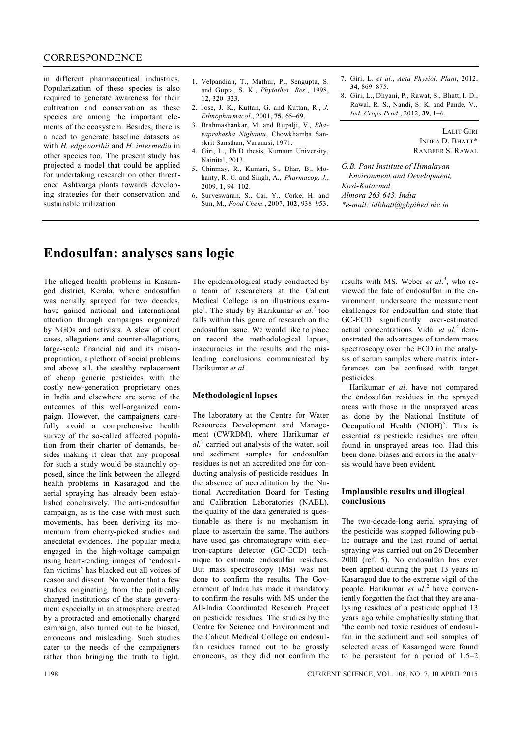in different pharmaceutical industries. Popularization of these species is also required to generate awareness for their cultivation and conservation as these species are among the important elements of the ecosystem. Besides, there is a need to generate baseline datasets as with *H. edgeworthii* and *H. intermedia* in other species too. The present study has projected a model that could be applied for undertaking research on other threatened Ashtvarga plants towards developing strategies for their conservation and sustainable utilization.

1. Velpandian, T., Mathur, P., Sengupta, S. and Gupta, S. K., *Phytother. Res.*, 1998, **12**, 320–323.
2. Jose, J. K., Kuttan, G. and Kuttan, R., *J. Ethnopharmacol*., 2001, **75**, 65–69.
3. Brahmashankar, M. and Rupalji, V., *Bhavaprakasha Nighantu*, Chowkhamba Sanskrit Sansthan, Varanasi, 1971.
4. Giri, L., Ph D thesis, Kumaun University, Nainital, 2013.
5. Chinmay, R., Kumari, S., Dhar, B., Mohanty, R. C. and Singh, A., *Pharmacog. J.*, 2009, **1**, 94–102.
6. Surveswaran, S., Cai, Y., Corke, H. and Sun, M., *Food Chem.*, 2007, **102**, 938–953.
7. Giri, L. *et al.*, *Acta Physiol. Plant*, 2012, **34**, 869–875.
8. Giri, L., Dhyani, P., Rawat, S., Bhatt, I. D., Rawal, R. S., Nandi, S. K. and Pande, V., *Ind. Crops Prod*., 2012, **39**, 1–6.

LALIT GIRI
INDRA D. BHATT*
RANBEER S. RAWAL

*G.B. Pant Institute of Himalayan Environment and Development, Kosi-Katarmal, Almora 263 643, India*
*\*e-mail: idbhatt@gbpihed.nic.in*

# Endosulfan: analyses sans logic

The alleged health problems in Kasaragod district, Kerala, where endosulfan was aerially sprayed for two decades, have gained national and international attention through campaigns organized by NGOs and activists. A slew of court cases, allegations and counter-allegations, large-scale financial aid and its misappropriation, a plethora of social problems and above all, the stealthy replacement of cheap generic pesticides with the costly new-generation proprietary ones in India and elsewhere are some of the outcomes of this well-organized campaign. However, the campaigners carefully avoid a comprehensive health survey of the so-called affected population from their charter of demands, besides making it clear that any proposal for such a study would be staunchly opposed, since the link between the alleged health problems in Kasaragod and the aerial spraying has already been established conclusively. The anti-endosulfan campaign, as is the case with most such movements, has been deriving its momentum from cherry-picked studies and anecdotal evidences. The popular media engaged in the high-voltage campaign using heart-rending images of 'endosulfan victims' has blacked out all voices of reason and dissent. No wonder that a few studies originating from the politically charged institutions of the state government especially in an atmosphere created by a protracted and emotionally charged campaign, also turned out to be biased, erroneous and misleading. Such studies cater to the needs of the campaigners rather than bringing the truth to light. The epidemiological study conducted by a team of researchers at the Calicut Medical College is an illustrious example[1]. The study by Harikumar *et al.*[2] too falls within this genre of research on the endosulfan issue. We would like to place on record the methodological lapses, inaccuracies in the results and the misleading conclusions communicated by Harikumar *et al.*

## Methodological lapses

The laboratory at the Centre for Water Resources Development and Management (CWRDM), where Harikumar *et al.*[2] carried out analysis of the water, soil and sediment samples for endosulfan residues is not an accredited one for conducting analysis of pesticide residues. In the absence of accreditation by the National Accreditation Board for Testing and Calibration Laboratories (NABL), the quality of the data generated is questionable as there is no mechanism in place to ascertain the same. The authors have used gas chromatograpy with electron-capture detector (GC-ECD) technique to estimate endosulfan residues. But mass spectroscopy (MS) was not done to confirm the results. The Government of India has made it mandatory to confirm the results with MS under the All-India Coordinated Research Project on pesticide residues. The studies by the Centre for Science and Environment and the Calicut Medical College on endosulfan residues turned out to be grossly erroneous, as they did not confirm the results with MS. Weber *et al.*[3], who reviewed the fate of endosulfan in the environment, underscore the measurement challenges for endosulfan and state that GC-ECD significantly over-estimated actual concentrations. Vidal *et al.*[4] demonstrated the advantages of tandem mass spectroscopy over the ECD in the analysis of serum samples where matrix interferences can be confused with target pesticides.

Harikumar *et al*. have not compared the endosulfan residues in the sprayed areas with those in the unsprayed areas as done by the National Institute of Occupational Health (NIOH)[5]. This is essential as pesticide residues are often found in unsprayed areas too. Had this been done, biases and errors in the analysis would have been evident.

## Implausible results and illogical conclusions

The two-decade-long aerial spraying of the pesticide was stopped following public outrage and the last round of aerial spraying was carried out on 26 December 2000 (ref. 5). No endosulfan has ever been applied during the past 13 years in Kasaragod due to the extreme vigil of the people. Harikumar *et al*.[2] have conveniently forgotten the fact that they are analysing residues of a pesticide applied 13 years ago while emphatically stating that 'the combined toxic residues of endosulfan in the sediment and soil samples of selected areas of Kasaragod were found to be persistent for a period of 1.5–2